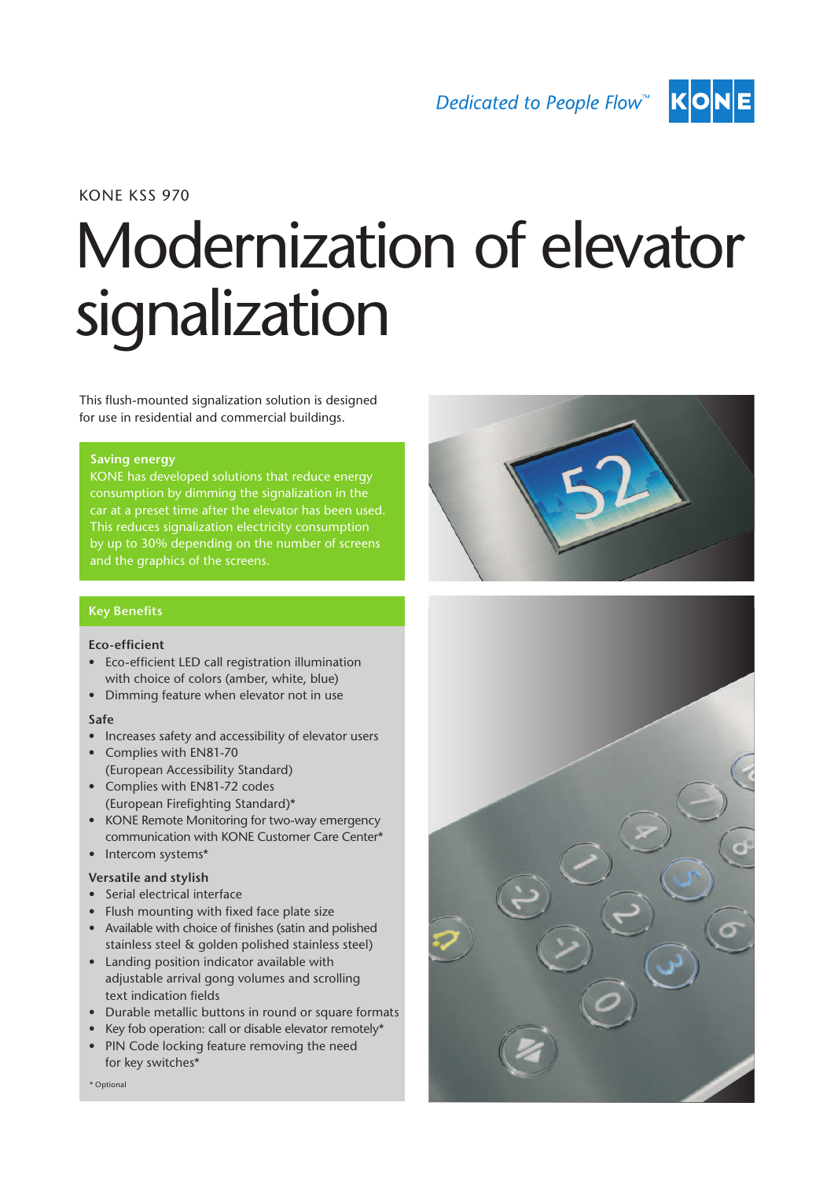*Dedicated to People Flow™* KONE

KONE KSS 970

# Modernization of elevator signalization

This flush-mounted signalization solution is designed for use in residential and commercial buildings.

**Saving energy**

KONE has developed solutions that reduce energy consumption by dimming the signalization in the car at a preset time after the elevator has been used. This reduces signalization electricity consumption by up to 30% depending on the number of screens and the graphics of the screens.

## Key Benefits

### Eco-efficient

- Eco-efficient LED call registration illumination with choice of colors (amber, white, blue)
- Dimming feature when elevator not in use

### Safe

- Increases safety and accessibility of elevator users
- Complies with EN81-70 (European Accessibility Standard)
- Complies with EN81-72 codes (European Firefighting Standard)*
- KONE Remote Monitoring for two-way emergency communication with KONE Customer Care Center*
- Intercom systems*

### Versatile and stylish

- Serial electrical interface
- Flush mounting with fixed face plate size
- Available with choice of finishes (satin and polished stainless steel & golden polished stainless steel)
- Landing position indicator available with adjustable arrival gong volumes and scrolling text indication fields
- Durable metallic buttons in round or square formats
- Key fob operation: call or disable elevator remotely*
- PIN Code locking feature removing the need for key switches*

\* Optional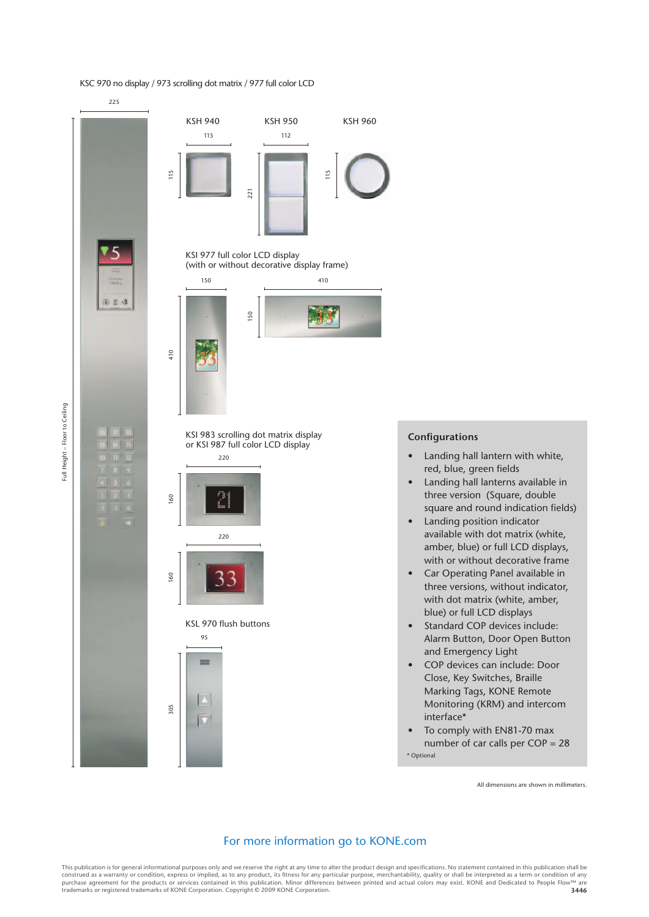KSC 970 no display / 973 scrolling dot matrix / 977 full color LCD

225

Full Height – Floor to Ceiling

KSH 940

115

115

KSH 950

112

221

KSH 960

115

KSI 977 full color LCD display
(with or without decorative display frame)

150

410

410

150

KSI 983 scrolling dot matrix display
or KSI 987 full color LCD display

220

160

220

160

KSL 970 flush buttons

95

305

## Configurations

- Landing hall lantern with white, red, blue, green fields
- Landing hall lanterns available in three version (Square, double square and round indication fields)
- Landing position indicator available with dot matrix (white, amber, blue) or full LCD displays, with or without decorative frame
- Car Operating Panel available in three versions, without indicator, with dot matrix (white, amber, blue) or full LCD displays
- Standard COP devices include: Alarm Button, Door Open Button and Emergency Light
- COP devices can include: Door Close, Key Switches, Braille Marking Tags, KONE Remote Monitoring (KRM) and intercom interface*
- To comply with EN81-70 max number of car calls per COP = 28

* Optional

All dimensions are shown in millimeters.

For more information go to KONE.com

This publication is for general informational purposes only and we reserve the right at any time to alter the product design and specifications. No statement contained in this publication shall be construed as a warranty or condition, express or implied, as to any product, its fitness for any particular purpose, merchantability, quality or shall be interpreted as a term or condition of any purchase agreement for the products or services contained in this publication. Minor differences between printed and actual colors may exist. KONE and Dedicated to People Flow™ are trademarks or registered trademarks of KONE Corporation. Copyright © 2009 KONE Corporation.

3446